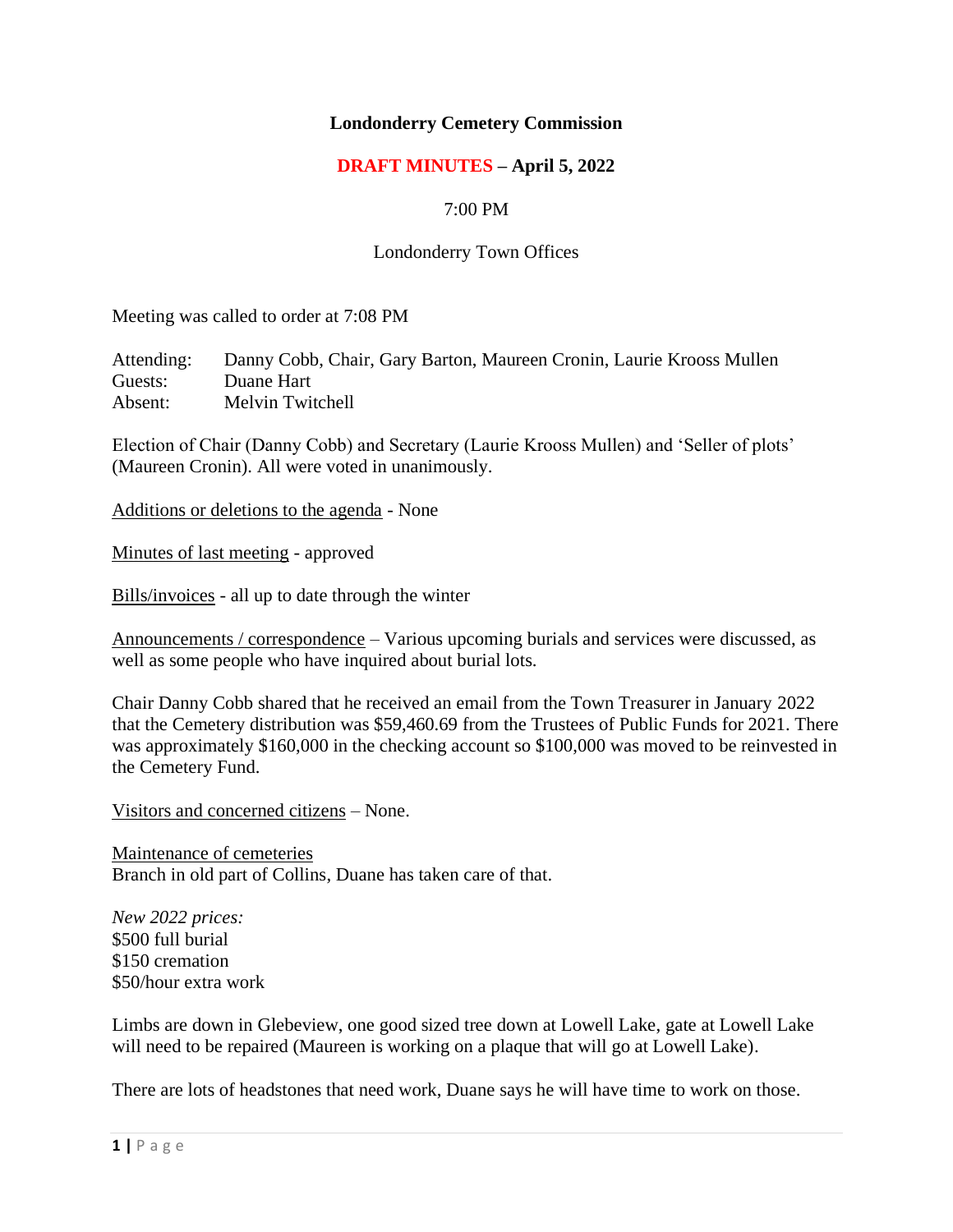**Londonderry Cemetery Commission**

**DRAFT MINUTES – April 5, 2022**

7:00 PM

Londonderry Town Offices

Meeting was called to order at 7:08 PM

Attending: Danny Cobb, Chair, Gary Barton, Maureen Cronin, Laurie Krooss Mullen
Guests: Duane Hart
Absent: Melvin Twitchell

Election of Chair (Danny Cobb) and Secretary (Laurie Krooss Mullen) and 'Seller of plots' (Maureen Cronin). All were voted in unanimously.

Additions or deletions to the agenda - None

Minutes of last meeting - approved

Bills/invoices - all up to date through the winter

Announcements / correspondence – Various upcoming burials and services were discussed, as well as some people who have inquired about burial lots.

Chair Danny Cobb shared that he received an email from the Town Treasurer in January 2022 that the Cemetery distribution was $59,460.69 from the Trustees of Public Funds for 2021. There was approximately $160,000 in the checking account so $100,000 was moved to be reinvested in the Cemetery Fund.

Visitors and concerned citizens – None.

Maintenance of cemeteries
Branch in old part of Collins, Duane has taken care of that.

*New 2022 prices:*
$500 full burial
$150 cremation
$50/hour extra work

Limbs are down in Glebeview, one good sized tree down at Lowell Lake, gate at Lowell Lake will need to be repaired (Maureen is working on a plaque that will go at Lowell Lake).

There are lots of headstones that need work, Duane says he will have time to work on those.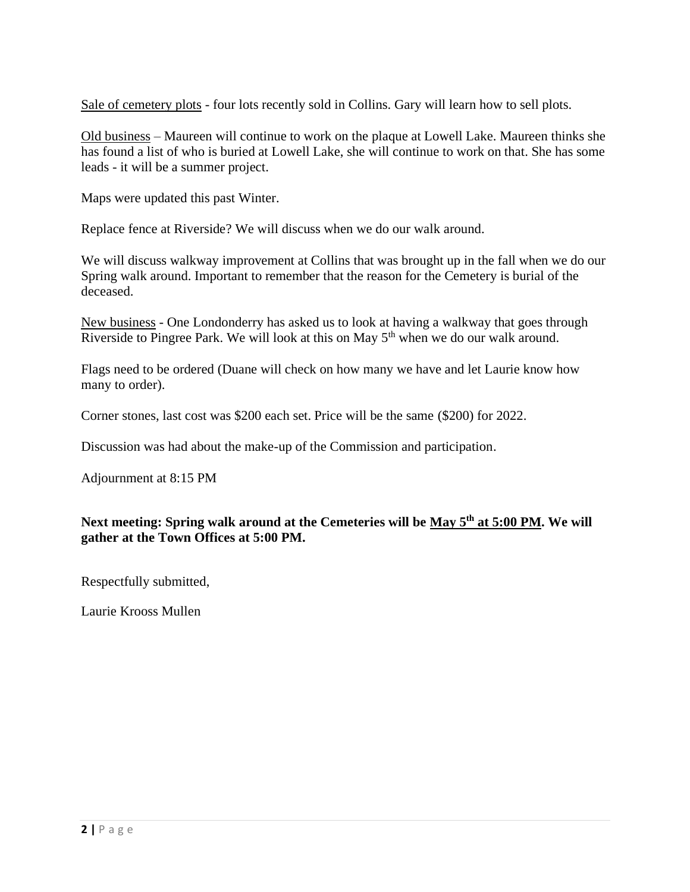<u>Sale of cemetery plots</u> - four lots recently sold in Collins. Gary will learn how to sell plots.

<u>Old business</u> – Maureen will continue to work on the plaque at Lowell Lake. Maureen thinks she has found a list of who is buried at Lowell Lake, she will continue to work on that. She has some leads - it will be a summer project.

Maps were updated this past Winter.

Replace fence at Riverside? We will discuss when we do our walk around.

We will discuss walkway improvement at Collins that was brought up in the fall when we do our Spring walk around. Important to remember that the reason for the Cemetery is burial of the deceased.

<u>New business</u> - One Londonderry has asked us to look at having a walkway that goes through Riverside to Pingree Park. We will look at this on May 5th when we do our walk around.

Flags need to be ordered (Duane will check on how many we have and let Laurie know how many to order).

Corner stones, last cost was $200 each set. Price will be the same ($200) for 2022.

Discussion was had about the make-up of the Commission and participation.

Adjournment at 8:15 PM

**Next meeting: Spring walk around at the Cemeteries will be <u>May 5th at 5:00 PM</u>. We will gather at the Town Offices at 5:00 PM.**

Respectfully submitted,

Laurie Krooss Mullen